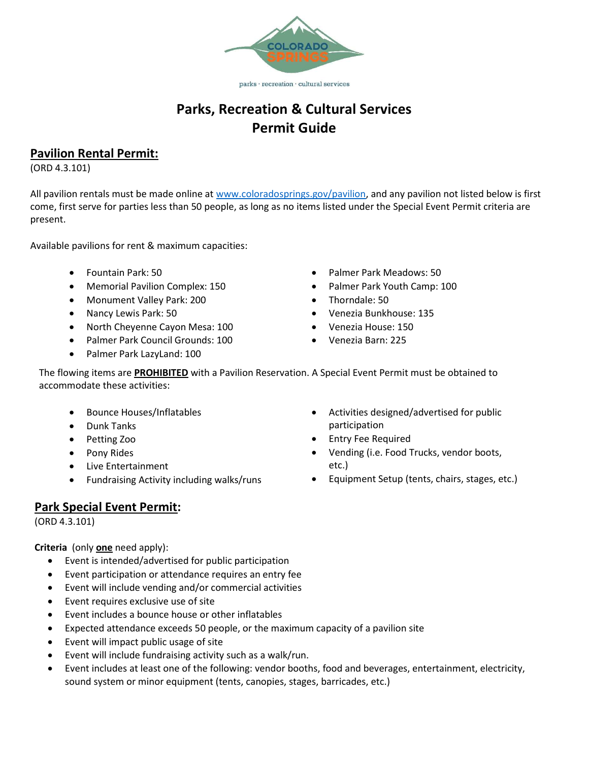parks · recreation · cultural services

# Parks, Recreation & Cultural Services Permit Guide

## Pavilion Rental Permit:

(ORD 4.3.101)

All pavilion rentals must be made online at [www.coloradosprings.gov/pavilion](http://www.coloradosprings.gov/pavilion), and any pavilion not listed below is first come, first serve for parties less than 50 people, as long as no items listed under the Special Event Permit criteria are present.

Available pavilions for rent & maximum capacities:

- Fountain Park: 50
- Memorial Pavilion Complex: 150
- Monument Valley Park: 200
- Nancy Lewis Park: 50
- North Cheyenne Cayon Mesa: 100
- Palmer Park Council Grounds: 100
- Palmer Park LazyLand: 100
- Palmer Park Meadows: 50
- Palmer Park Youth Camp: 100
- Thorndale: 50
- Venezia Bunkhouse: 135
- Venezia House: 150
- Venezia Barn: 225

The flowing items are **PROHIBITED** with a Pavilion Reservation. A Special Event Permit must be obtained to accommodate these activities:

- Bounce Houses/Inflatables
- Dunk Tanks
- Petting Zoo
- Pony Rides
- Live Entertainment
- Fundraising Activity including walks/runs
- Activities designed/advertised for public participation
- Entry Fee Required
- Vending (i.e. Food Trucks, vendor boots, etc.)
- Equipment Setup (tents, chairs, stages, etc.)

## Park Special Event Permit:

(ORD 4.3.101)

**Criteria** (only **one** need apply):

- Event is intended/advertised for public participation
- Event participation or attendance requires an entry fee
- Event will include vending and/or commercial activities
- Event requires exclusive use of site
- Event includes a bounce house or other inflatables
- Expected attendance exceeds 50 people, or the maximum capacity of a pavilion site
- Event will impact public usage of site
- Event will include fundraising activity such as a walk/run.
- Event includes at least one of the following: vendor booths, food and beverages, entertainment, electricity, sound system or minor equipment (tents, canopies, stages, barricades, etc.)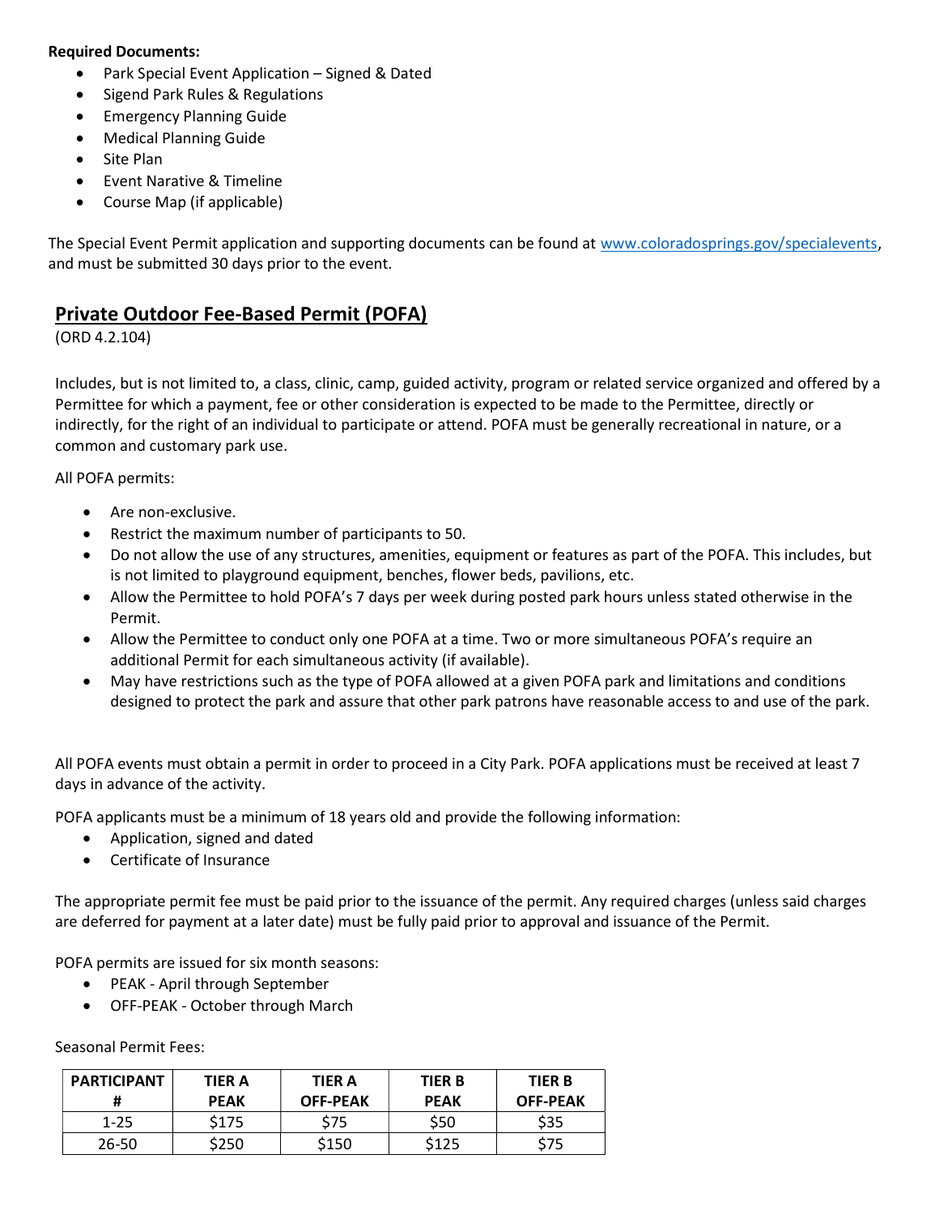**Required Documents:**

- Park Special Event Application – Signed & Dated
- Sigend Park Rules & Regulations
- Emergency Planning Guide
- Medical Planning Guide
- Site Plan
- Event Narative & Timeline
- Course Map (if applicable)

The Special Event Permit application and supporting documents can be found at www.coloradosprings.gov/specialevents, and must be submitted 30 days prior to the event.

## Private Outdoor Fee-Based Permit (POFA)

(ORD 4.2.104)

Includes, but is not limited to, a class, clinic, camp, guided activity, program or related service organized and offered by a Permittee for which a payment, fee or other consideration is expected to be made to the Permittee, directly or indirectly, for the right of an individual to participate or attend. POFA must be generally recreational in nature, or a common and customary park use.

All POFA permits:

- Are non-exclusive.
- Restrict the maximum number of participants to 50.
- Do not allow the use of any structures, amenities, equipment or features as part of the POFA. This includes, but is not limited to playground equipment, benches, flower beds, pavilions, etc.
- Allow the Permittee to hold POFA's 7 days per week during posted park hours unless stated otherwise in the Permit.
- Allow the Permittee to conduct only one POFA at a time. Two or more simultaneous POFA's require an additional Permit for each simultaneous activity (if available).
- May have restrictions such as the type of POFA allowed at a given POFA park and limitations and conditions designed to protect the park and assure that other park patrons have reasonable access to and use of the park.

All POFA events must obtain a permit in order to proceed in a City Park. POFA applications must be received at least 7 days in advance of the activity.

POFA applicants must be a minimum of 18 years old and provide the following information:

- Application, signed and dated
- Certificate of Insurance

The appropriate permit fee must be paid prior to the issuance of the permit. Any required charges (unless said charges are deferred for payment at a later date) must be fully paid prior to approval and issuance of the Permit.

POFA permits are issued for six month seasons:

- PEAK - April through September
- OFF-PEAK - October through March

Seasonal Permit Fees:

| PARTICIPANT # | TIER A PEAK | TIER A OFF-PEAK | TIER B PEAK | TIER B OFF-PEAK |
|---|---|---|---|---|
| 1-25 | $175 | $75 | $50 | $35 |
| 26-50 | $250 | $150 | $125 | $75 |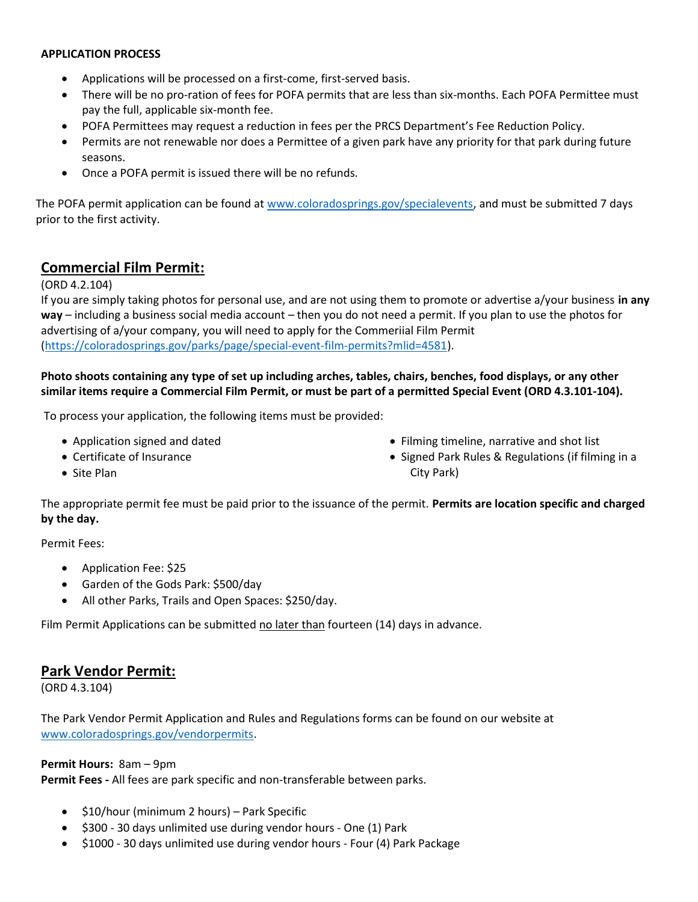**APPLICATION PROCESS**

- Applications will be processed on a first-come, first-served basis.
- There will be no pro-ration of fees for POFA permits that are less than six-months. Each POFA Permittee must pay the full, applicable six-month fee.
- POFA Permittees may request a reduction in fees per the PRCS Department's Fee Reduction Policy.
- Permits are not renewable nor does a Permittee of a given park have any priority for that park during future seasons.
- Once a POFA permit is issued there will be no refunds.

The POFA permit application can be found at www.coloradosprings.gov/specialevents, and must be submitted 7 days prior to the first activity.

## Commercial Film Permit:

(ORD 4.2.104)

If you are simply taking photos for personal use, and are not using them to promote or advertise a/your business **in any way** – including a business social media account – then you do not need a permit. If you plan to use the photos for advertising of a/your company, you will need to apply for the Commeriial Film Permit (https://coloradosprings.gov/parks/page/special-event-film-permits?mlid=4581).

**Photo shoots containing any type of set up including arches, tables, chairs, benches, food displays, or any other similar items require a Commercial Film Permit, or must be part of a permitted Special Event (ORD 4.3.101-104).**

To process your application, the following items must be provided:

- Application signed and dated
- Certificate of Insurance
- Site Plan
- Filming timeline, narrative and shot list
- Signed Park Rules & Regulations (if filming in a City Park)

The appropriate permit fee must be paid prior to the issuance of the permit. **Permits are location specific and charged by the day.**

Permit Fees:

- Application Fee: $25
- Garden of the Gods Park: $500/day
- All other Parks, Trails and Open Spaces: $250/day.

Film Permit Applications can be submitted no later than fourteen (14) days in advance.

## Park Vendor Permit:

(ORD 4.3.104)

The Park Vendor Permit Application and Rules and Regulations forms can be found on our website at www.coloradosprings.gov/vendorpermits.

**Permit Hours:** 8am – 9pm

**Permit Fees -** All fees are park specific and non-transferable between parks.

- $10/hour (minimum 2 hours) – Park Specific
- $300 - 30 days unlimited use during vendor hours - One (1) Park
- $1000 - 30 days unlimited use during vendor hours - Four (4) Park Package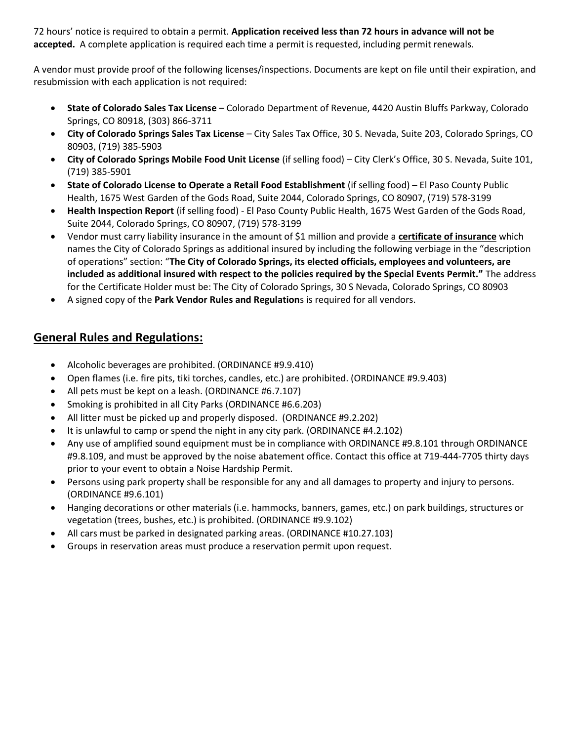72 hours' notice is required to obtain a permit. **Application received less than 72 hours in advance will not be accepted.** A complete application is required each time a permit is requested, including permit renewals.

A vendor must provide proof of the following licenses/inspections. Documents are kept on file until their expiration, and resubmission with each application is not required:

- **State of Colorado Sales Tax License** – Colorado Department of Revenue, 4420 Austin Bluffs Parkway, Colorado Springs, CO 80918, (303) 866-3711
- **City of Colorado Springs Sales Tax License** – City Sales Tax Office, 30 S. Nevada, Suite 203, Colorado Springs, CO 80903, (719) 385-5903
- **City of Colorado Springs Mobile Food Unit License** (if selling food) – City Clerk's Office, 30 S. Nevada, Suite 101, (719) 385-5901
- **State of Colorado License to Operate a Retail Food Establishment** (if selling food) – El Paso County Public Health, 1675 West Garden of the Gods Road, Suite 2044, Colorado Springs, CO 80907, (719) 578-3199
- **Health Inspection Report** (if selling food) - El Paso County Public Health, 1675 West Garden of the Gods Road, Suite 2044, Colorado Springs, CO 80907, (719) 578-3199
- Vendor must carry liability insurance in the amount of $1 million and provide a **certificate of insurance** which names the City of Colorado Springs as additional insured by including the following verbiage in the "description of operations" section: "**The City of Colorado Springs, its elected officials, employees and volunteers, are included as additional insured with respect to the policies required by the Special Events Permit.**" The address for the Certificate Holder must be: The City of Colorado Springs, 30 S Nevada, Colorado Springs, CO 80903
- A signed copy of the **Park Vendor Rules and Regulation**s is required for all vendors.

## General Rules and Regulations:

- Alcoholic beverages are prohibited. (ORDINANCE #9.9.410)
- Open flames (i.e. fire pits, tiki torches, candles, etc.) are prohibited. (ORDINANCE #9.9.403)
- All pets must be kept on a leash. (ORDINANCE #6.7.107)
- Smoking is prohibited in all City Parks (ORDINANCE #6.6.203)
- All litter must be picked up and properly disposed. (ORDINANCE #9.2.202)
- It is unlawful to camp or spend the night in any city park. (ORDINANCE #4.2.102)
- Any use of amplified sound equipment must be in compliance with ORDINANCE #9.8.101 through ORDINANCE #9.8.109, and must be approved by the noise abatement office. Contact this office at 719-444-7705 thirty days prior to your event to obtain a Noise Hardship Permit.
- Persons using park property shall be responsible for any and all damages to property and injury to persons. (ORDINANCE #9.6.101)
- Hanging decorations or other materials (i.e. hammocks, banners, games, etc.) on park buildings, structures or vegetation (trees, bushes, etc.) is prohibited. (ORDINANCE #9.9.102)
- All cars must be parked in designated parking areas. (ORDINANCE #10.27.103)
- Groups in reservation areas must produce a reservation permit upon request.